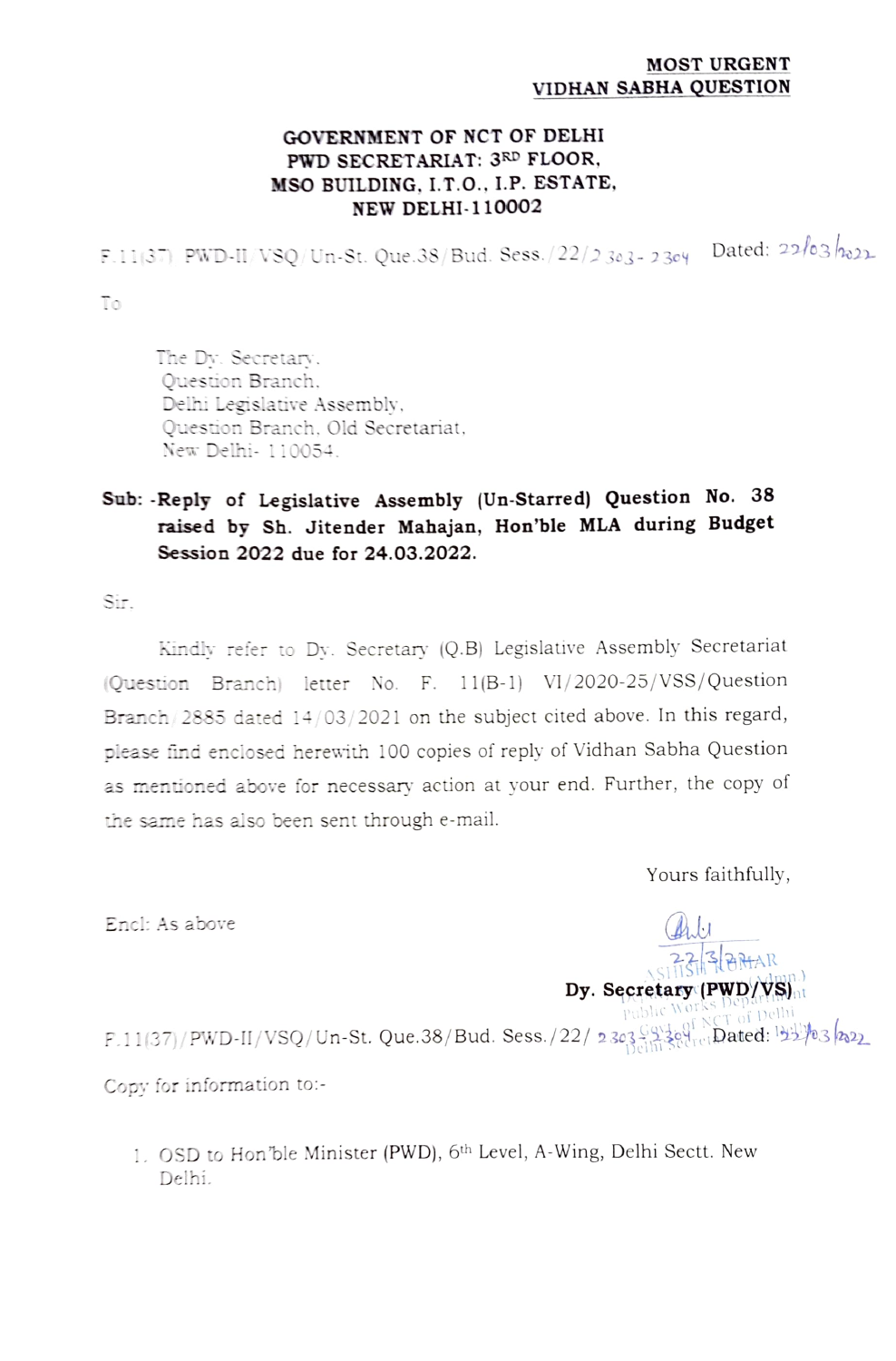**MOST URGENT**
**VIDHAN SABHA QUESTION**

**GOVERNMENT OF NCT OF DELHI**
**PWD SECRETARIAT: 3RD FLOOR,**
**MSO BUILDING, I.T.O., I.P. ESTATE,**
**NEW DELHI-110002**

F.11(37) PWD-II/VSQ/Un-St. Que.38/Bud. Sess./22/2303-2304 Dated: 22/03/2022

To

The Dy. Secretary,
Question Branch,
Delhi Legislative Assembly,
Question Branch, Old Secretariat,
New Delhi- 110054.

**Sub: -Reply of Legislative Assembly (Un-Starred) Question No. 38 raised by Sh. Jitender Mahajan, Hon'ble MLA during Budget Session 2022 due for 24.03.2022.**

Sir,

Kindly refer to Dy. Secretary (Q.B) Legislative Assembly Secretariat (Question Branch) letter No. F. 11(B-1) VI/2020-25/VSS/Question Branch/2885 dated 14/03/2021 on the subject cited above. In this regard, please find enclosed herewith 100 copies of reply of Vidhan Sabha Question as mentioned above for necessary action at your end. Further, the copy of the same has also been sent through e-mail.

Yours faithfully,

Encl: As above

22/3/2022
ASHISH KUMAR
**Dy. Secretary (PWD/VS)**

F.11(37)/PWD-II/VSQ/Un-St. Que.38/Bud. Sess./22/2303-2304 Dated: 22/03/2022

Copy for information to:-

1. OSD to Hon'ble Minister (PWD), 6th Level, A-Wing, Delhi Sectt. New Delhi.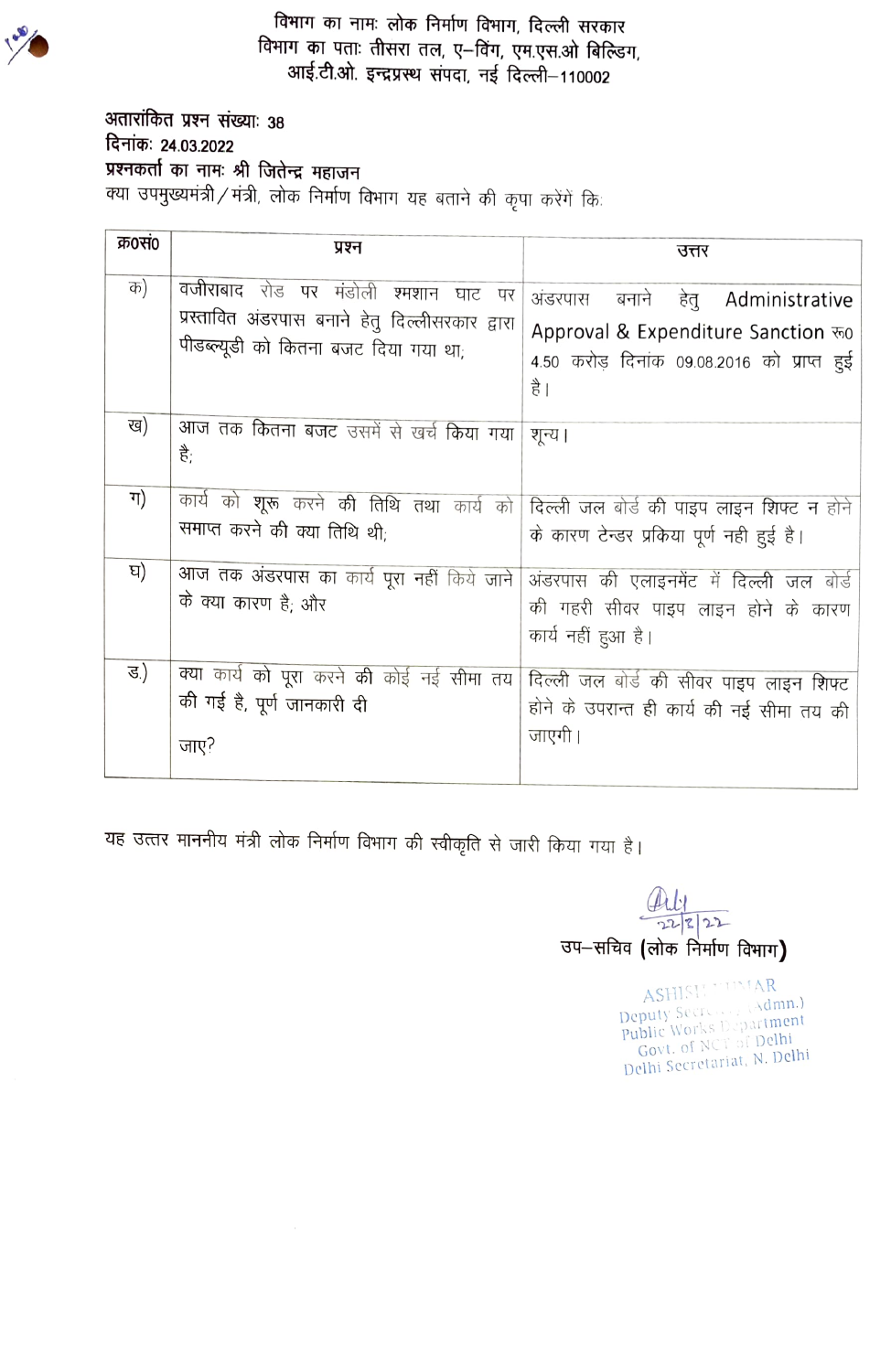विभाग का नामः लोक निर्माण विभाग, दिल्ली सरकार
विभाग का पताः तीसरा तल, ए–विंग, एम.एस.ओ बिल्डिग,
आई.टी.ओ. इन्द्रप्रस्थ संपदा, नई दिल्ली–110002

**अतारांकित प्रश्न संख्याः 38**
**दिनांकः 24.03.2022**
**प्रश्नकर्ता का नामः श्री जितेन्द्र महाजन**
क्या उपमुख्यमंत्री/मंत्री, लोक निर्माण विभाग यह बताने की कृपा करेंगें कि:

| क्र0सं0 | प्रश्न | उत्तर |
|---|---|---|
| क) | वजीराबाद रोड पर मंडोली श्मशान घाट पर प्रस्तावित अंडरपास बनाने हेतु दिल्लीसरकार द्वारा पीडब्ल्यूडी को कितना बजट दिया गया था; | अंडरपास बनाने हेतु Administrative Approval & Expenditure Sanction रू0 4.50 करोड़ दिनांक 09.08.2016 को प्राप्त हुई है। |
| ख) | आज तक कितना बजट उसमें से खर्च किया गया है; | शून्य। |
| ग) | कार्य को शुरू करने की तिथि तथा कार्य को समाप्त करने की क्या तिथि थी; | दिल्ली जल बोर्ड की पाइप लाइन शिफ्ट न होने के कारण टेन्डर प्रकिया पूर्ण नही हुई है। |
| घ) | आज तक अंडरपास का कार्य पूरा नहीं किये जाने के क्या कारण है; और | अंडरपास की एलाइनमेंट में दिल्ली जल बोर्ड की गहरी सीवर पाइप लाइन होने के कारण कार्य नहीं हुआ है। |
| ड.) | क्या कार्य को पूरा करने की कोई नई सीमा तय की गई है, पूर्ण जानकारी दी जाए? | दिल्ली जल बोर्ड की सीवर पाइप लाइन शिफ्ट होने के उपरान्त ही कार्य की नई सीमा तय की जाएगी। |

यह उत्तर माननीय मंत्री लोक निर्माण विभाग की स्वीकृति से जारी किया गया है।

22/3/22
उप–सचिव (लोक निर्माण विभाग)

ASHISH KUMAR
Deputy Secretary (Admn.)
Public Works Department
Govt. of NCT of Delhi
Delhi Secretariat, N. Delhi